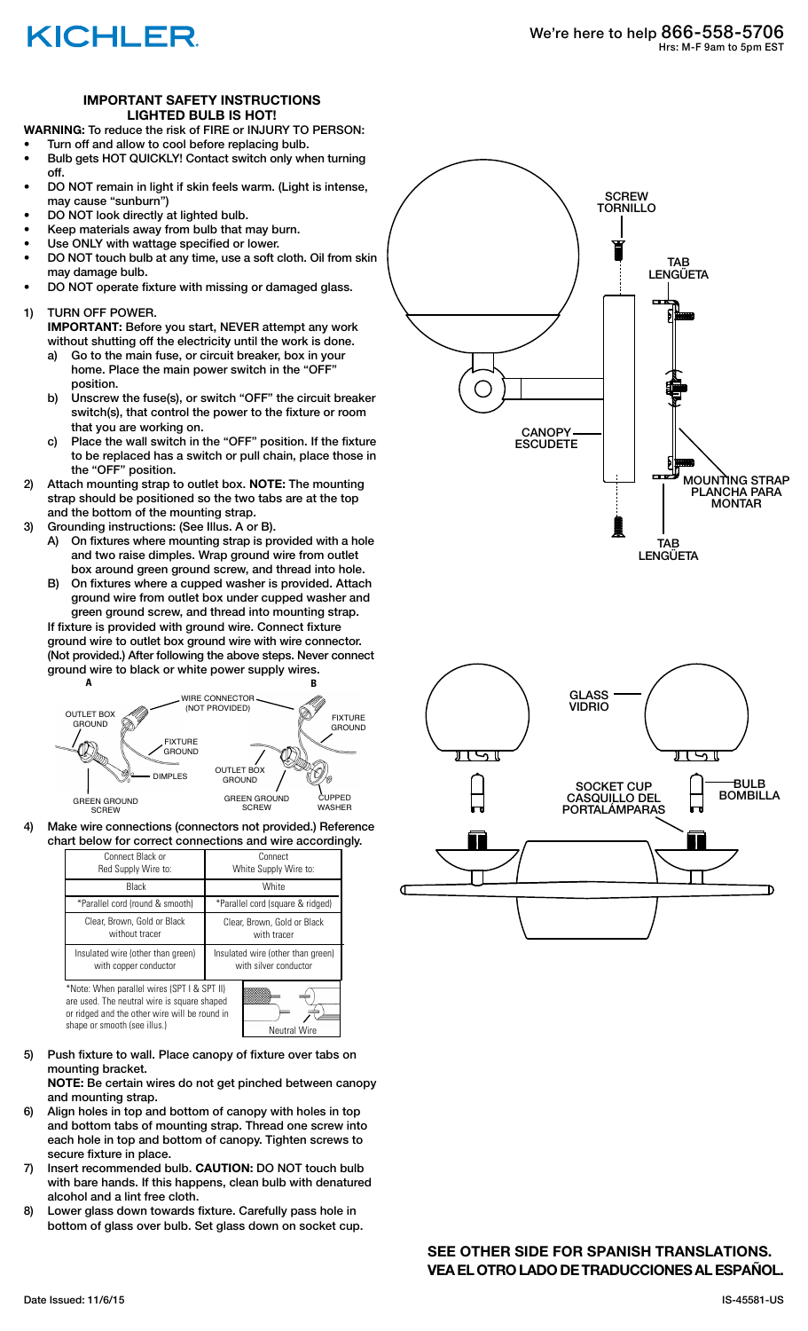# KICHLER

We're here to help 866-558-5706
Hrs: M-F 9am to 5pm EST

## IMPORTANT SAFETY INSTRUCTIONS
## LIGHTED BULB IS HOT!

**WARNING:** To reduce the risk of FIRE or INJURY TO PERSON:

- Turn off and allow to cool before replacing bulb.
- Bulb gets HOT QUICKLY! Contact switch only when turning off.
- DO NOT remain in light if skin feels warm. (Light is intense, may cause "sunburn")
- DO NOT look directly at lighted bulb.
- Keep materials away from bulb that may burn.
- Use ONLY with wattage specified or lower.
- DO NOT touch bulb at any time, use a soft cloth. Oil from skin may damage bulb.
- DO NOT operate fixture with missing or damaged glass.

1) TURN OFF POWER.
   **IMPORTANT:** Before you start, NEVER attempt any work without shutting off the electricity until the work is done.
   a) Go to the main fuse, or circuit breaker, box in your home. Place the main power switch in the "OFF" position.
   b) Unscrew the fuse(s), or switch "OFF" the circuit breaker switch(s), that control the power to the fixture or room that you are working on.
   c) Place the wall switch in the "OFF" position. If the fixture to be replaced has a switch or pull chain, place those in the "OFF" position.
2) Attach mounting strap to outlet box. **NOTE:** The mounting strap should be positioned so the two tabs are at the top and the bottom of the mounting strap.
3) Grounding instructions: (See Illus. A or B).
   A) On fixtures where mounting strap is provided with a hole and two raise dimples. Wrap ground wire from outlet box around green ground screw, and thread into hole.
   B) On fixtures where a cupped washer is provided. Attach ground wire from outlet box under cupped washer and green ground screw, and thread into mounting strap.

   If fixture is provided with ground wire. Connect fixture ground wire to outlet box ground wire with wire connector. (Not provided.) After following the above steps. Never connect ground wire to black or white power supply wires.

A: OUTLET BOX GROUND, WIRE CONNECTOR (NOT PROVIDED), FIXTURE GROUND, DIMPLES, GREEN GROUND SCREW

B: FIXTURE GROUND, OUTLET BOX GROUND, GREEN GROUND SCREW, CUPPED WASHER

4) Make wire connections (connectors not provided.) Reference chart below for correct connections and wire accordingly.

| Connect Black or Red Supply Wire to: | Connect White Supply Wire to: |
|---|---|
| Black | White |
| *Parallel cord (round & smooth) | *Parallel cord (square & ridged) |
| Clear, Brown, Gold or Black without tracer | Clear, Brown, Gold or Black with tracer |
| Insulated wire (other than green) with copper conductor | Insulated wire (other than green) with silver conductor |

*Note: When parallel wires (SPT I & SPT II) are used. The neutral wire is square shaped or ridged and the other wire will be round in shape or smooth (see illus.)

Neutral Wire

5) Push fixture to wall. Place canopy of fixture over tabs on mounting bracket.
   **NOTE:** Be certain wires do not get pinched between canopy and mounting strap.
6) Align holes in top and bottom of canopy with holes in top and bottom tabs of mounting strap. Thread one screw into each hole in top and bottom of canopy. Tighten screws to secure fixture in place.
7) Insert recommended bulb. **CAUTION:** DO NOT touch bulb with bare hands. If this happens, clean bulb with denatured alcohol and a lint free cloth.
8) Lower glass down towards fixture. Carefully pass hole in bottom of glass over bulb. Set glass down on socket cup.

SCREW / TORNILLO

TAB / LENGÜETA

CANOPY / ESCUDETE

MOUNTING STRAP / PLANCHA PARA MONTAR

TAB / LENGÜETA

GLASS / VIDRIO

SOCKET CUP / CASQUILLO DEL PORTALÁMPARAS

BULB / BOMBILLA

**SEE OTHER SIDE FOR SPANISH TRANSLATIONS.**
**VEA EL OTRO LADO DE TRADUCCIONES AL ESPAÑOL.**

Date Issued: 11/6/15

IS-45581-US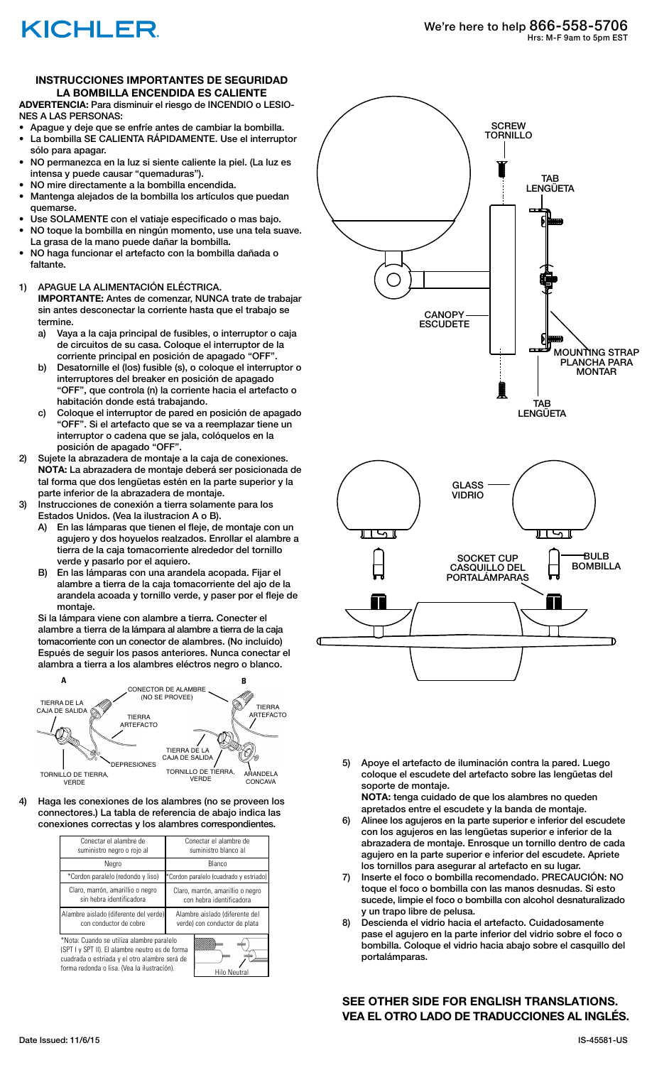# KICHLER

We're here to help 866-558-5706
Hrs: M-F 9am to 5pm EST

## INSTRUCCIONES IMPORTANTES DE SEGURIDAD
## LA BOMBILLA ENCENDIDA ES CALIENTE

**ADVERTENCIA:** Para disminuir el riesgo de INCENDIO o LESIONES A LAS PERSONAS:

- Apague y deje que se enfríe antes de cambiar la bombilla.
- La bombilla SE CALIENTA RÁPIDAMENTE. Use el interruptor sólo para apagar.
- NO permanezca en la luz si siente caliente la piel. (La luz es intensa y puede causar "quemaduras").
- NO mire directamente a la bombilla encendida.
- Mantenga alejados de la bombilla los artículos que puedan quemarse.
- Use SOLAMENTE con el vatiaje especificado o mas bajo.
- NO toque la bombilla en ningún momento, use una tela suave. La grasa de la mano puede dañar la bombilla.
- NO haga funcionar el artefacto con la bombilla dañada o faltante.

1) APAGUE LA ALIMENTACIÓN ELÉCTRICA.
   **IMPORTANTE:** Antes de comenzar, NUNCA trate de trabajar sin antes desconectar la corriente hasta que el trabajo se termine.
   a) Vaya a la caja principal de fusibles, o interruptor o caja de circuitos de su casa. Coloque el interruptor de la corriente principal en posición de apagado "OFF".
   b) Desatornille el (los) fusible (s), o coloque el interruptor o interruptores del breaker en posición de apagado "OFF", que controla (n) la corriente hacia el artefacto o habitación donde está trabajando.
   c) Coloque el interruptor de pared en posición de apagado "OFF". Si el artefacto que se va a reemplazar tiene un interruptor o cadena que se jala, colóquelos en la posición de apagado "OFF".
2) Sujete la abrazadera de montaje a la caja de conexiones. **NOTA:** La abrazadera de montaje deberá ser posicionada de tal forma que dos lengüetas estén en la parte superior y la parte inferior de la abrazadera de montaje.
3) Instrucciones de conexión a tierra solamente para los Estados Unidos. (Vea la ilustracion A o B).
   A) En las lámparas que tienen el fleje, de montaje con un agujero y dos hoyuelos realzados. Enrollar el alambre a tierra de la caja tomacorriente alrededor del tornillo verde y pasarlo por el aquiero.
   B) En las lámparas con una arandela acopada. Fijar el alambre a tierra de la caja tomacorriente del ajo de la arandela acoada y tornillo verde, y paser por el fleje de montaje.

   Si la lámpara viene con alambre a tierra. Concecter el alambre a tierra de la lámpara al alambre a tierra de la caja tomacorriente con un conector de alambres. (No incluido) Espués de seguir los pasos anteriores. Nunca conectar el alambra a tierra a los alambres eléctros negro o blanco.

A — TIERRA DE LA CAJA DE SALIDA; TIERRA ARTEFACTO; DEPRESIONES; TORNILLO DE TIERRA, VERDE
CONECTOR DE ALAMBRE (NO SE PROVEE)
B — TIERRA ARTEFACTO; TIERRA DE LA CAJA DE SALIDA; TORNILLO DE TIERRA, VERDE; ARANDELA CONCAVA

4) Haga les conexiones de los alambres (no se proveen los connectores.) La tabla de referencia de abajo indica las conexiones correctas y los alambres correspondientes.

| Conectar el alambre de suministro negro o rojo al | Conectar el alambre de suministro blanco al |
|---|---|
| Negro | Blanco |
| *Cordon paralelo (redondo y liso) | *Cordon paralelo (cuadrado y estriado) |
| Claro, marrón, amarillo o negro sin hebra identificadora | Claro, marrón, amarillo o negro con hebra identificadora |
| Alambre aislado (diferente del verde) con conductor de cobre | Alambre aislado (diferente del verde) con conductor de plata |

*Nota: Cuando se utiliza alambre paralelo (SPT I y SPT II). El alambre neutro es de forma cuadrada o estriada y el otro alambre será de forma redonda o lisa. (Vea la ilustración).

Hilo Neutral

SCREW / TORNILLO
TAB / LENGÜETA
CANOPY / ESCUDETE
MOUNTING STRAP / PLANCHA PARA MONTAR
TAB / LENGÜETA
GLASS / VIDRIO
SOCKET CUP / CASQUILLO DEL PORTALÁMPARAS
BULB / BOMBILLA

5) Apoye el artefacto de iluminación contra la pared. Luego coloque el escudete del artefacto sobre las lengüetas del soporte de montaje.
   **NOTA:** tenga cuidado de que los alambres no queden apretados entre el escudete y la banda de montaje.
6) Alinee los agujeros en la parte superior e inferior del escudete con los agujeros en las lengüetas superior e inferior de la abrazadera de montaje. Enrosque un tornillo dentro de cada agujero en la parte superior e inferior del escudete. Apriete los tornillos para asegurar al artefacto en su lugar.
7) Inserte el foco o bombilla recomendado. PRECAUCIÓN: NO toque el foco o bombilla con las manos desnudas. Si esto sucede, limpie el foco o bombilla con alcohol desnaturalizado y un trapo libre de pelusa.
8) Descienda el vidrio hacia el artefacto. Cuidadosamente pase el agujero en la parte inferior del vidrio sobre el foco o bombilla. Coloque el vidrio hacia abajo sobre el casquillo del portalámparas.

**SEE OTHER SIDE FOR ENGLISH TRANSLATIONS.**
**VEA EL OTRO LADO DE TRADUCCIONES AL INGLÉS.**

Date Issued: 11/6/15

IS-45581-US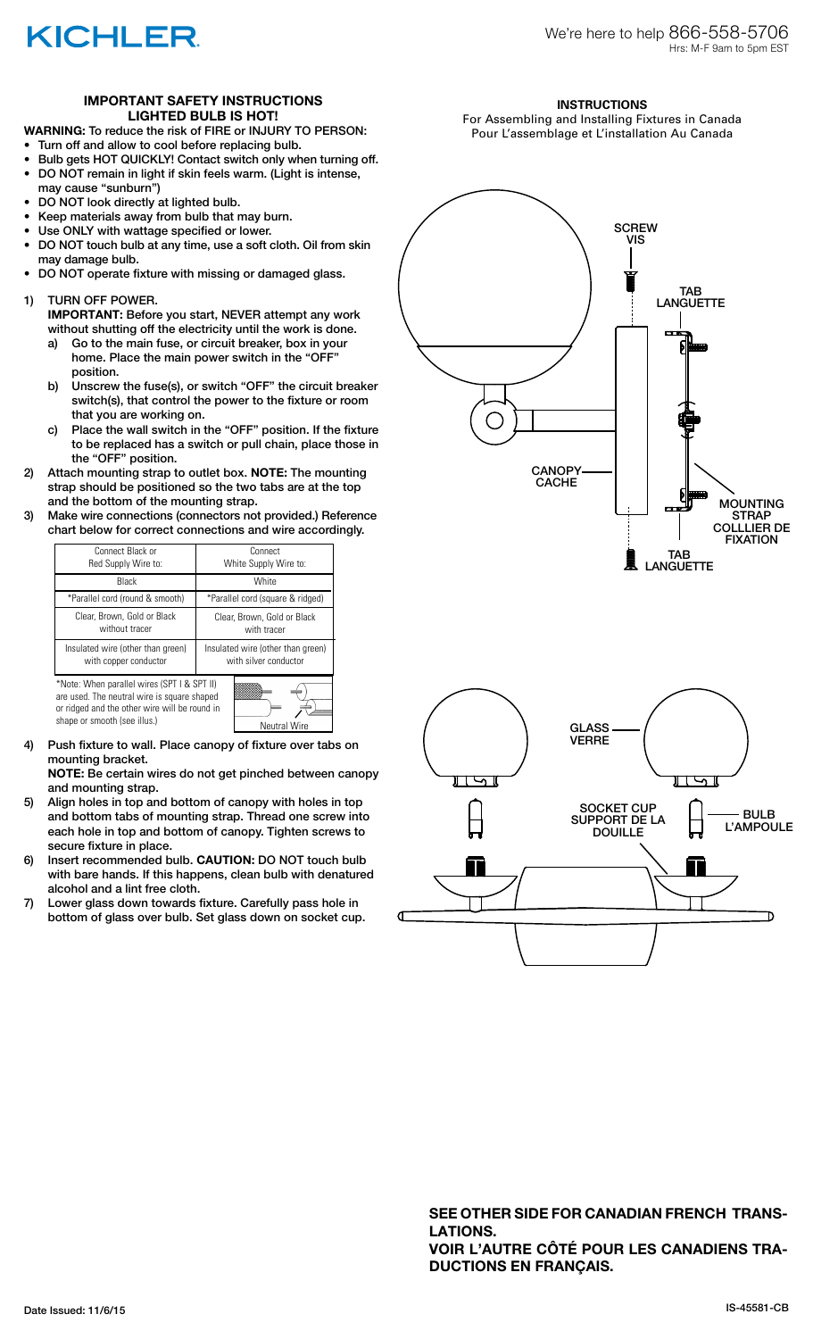KICHLER

We're here to help 866-558-5706
Hrs: M-F 9am to 5pm EST

## IMPORTANT SAFETY INSTRUCTIONS
## LIGHTED BULB IS HOT!

**WARNING:** To reduce the risk of FIRE or INJURY TO PERSON:

- Turn off and allow to cool before replacing bulb.
- Bulb gets HOT QUICKLY! Contact switch only when turning off.
- DO NOT remain in light if skin feels warm. (Light is intense, may cause "sunburn")
- DO NOT look directly at lighted bulb.
- Keep materials away from bulb that may burn.
- Use ONLY with wattage specified or lower.
- DO NOT touch bulb at any time, use a soft cloth. Oil from skin may damage bulb.
- DO NOT operate fixture with missing or damaged glass.

1) TURN OFF POWER.
   **IMPORTANT:** Before you start, NEVER attempt any work without shutting off the electricity until the work is done.
   a) Go to the main fuse, or circuit breaker, box in your home. Place the main power switch in the "OFF" position.
   b) Unscrew the fuse(s), or switch "OFF" the circuit breaker switch(s), that control the power to the fixture or room that you are working on.
   c) Place the wall switch in the "OFF" position. If the fixture to be replaced has a switch or pull chain, place those in the "OFF" position.
2) Attach mounting strap to outlet box. **NOTE:** The mounting strap should be positioned so the two tabs are at the top and the bottom of the mounting strap.
3) Make wire connections (connectors not provided.) Reference chart below for correct connections and wire accordingly.

| Connect Black or Red Supply Wire to: | Connect White Supply Wire to: |
|---|---|
| Black | White |
| *Parallel cord (round & smooth) | *Parallel cord (square & ridged) |
| Clear, Brown, Gold or Black without tracer | Clear, Brown, Gold or Black with tracer |
| Insulated wire (other than green) with copper conductor | Insulated wire (other than green) with silver conductor |

*Note: When parallel wires (SPT I & SPT II) are used. The neutral wire is square shaped or ridged and the other wire will be round in shape or smooth (see illus.)

Neutral Wire

4) Push fixture to wall. Place canopy of fixture over tabs on mounting bracket.
   **NOTE:** Be certain wires do not get pinched between canopy and mounting strap.
5) Align holes in top and bottom of canopy with holes in top and bottom tabs of mounting strap. Thread one screw into each hole in top and bottom of canopy. Tighten screws to secure fixture in place.
6) Insert recommended bulb. **CAUTION:** DO NOT touch bulb with bare hands. If this happens, clean bulb with denatured alcohol and a lint free cloth.
7) Lower glass down towards fixture. Carefully pass hole in bottom of glass over bulb. Set glass down on socket cup.

**INSTRUCTIONS**
For Assembling and Installing Fixtures in Canada
Pour L'assemblage et L'installation Au Canada

SCREW
VIS

TAB
LANGUETTE

CANOPY
CACHE

MOUNTING STRAP
COLLLIER DE FIXATION

TAB
LANGUETTE

GLASS
VERRE

SOCKET CUP
SUPPORT DE LA DOUILLE

BULB
L'AMPOULE

**SEE OTHER SIDE FOR CANADIAN FRENCH TRANSLATIONS.**
**VOIR L'AUTRE CÔTÉ POUR LES CANADIENS TRADUCTIONS EN FRANÇAIS.**

Date Issued: 11/6/15

IS-45581-CB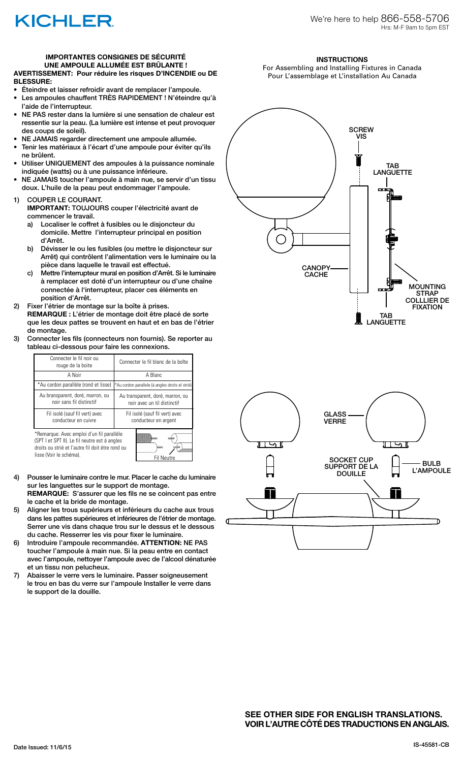# KICHLER

We're here to help 866-558-5706
Hrs: M-F 9am to 5pm EST

**IMPORTANTES CONSIGNES DE SÉCURITÉ**
**UNE AMPOULE ALLUMÉE EST BRÛLANTE !**

**AVERTISSEMENT: Pour réduire les risques D'INCENDIE ou DE BLESSURE:**

- Éteindre et laisser refroidir avant de remplacer l'ampoule.
- Les ampoules chauffent TRÈS RAPIDEMENT ! N'éteindre qu'à l'aide de l'interrupteur.
- NE PAS rester dans la lumière si une sensation de chaleur est ressentie sur la peau. (La lumière est intense et peut provoquer des coups de soleil).
- NE JAMAIS regarder directement une ampoule allumée.
- Tenir les matériaux à l'écart d'une ampoule pour éviter qu'ils ne brûlent.
- Utiliser UNIQUEMENT des ampoules à la puissance nominale indiquée (watts) ou à une puissance inférieure.
- NE JAMAIS toucher l'ampoule à main nue, se servir d'un tissu doux. L'huile de la peau peut endommager l'ampoule.

1) COUPER LE COURANT.
   **IMPORTANT:** TOUJOURS couper l'électricité avant de commencer le travail.
   a) Localiser le coffret à fusibles ou le disjoncteur du domicile. Mettre l'interrupteur principal en position d'Arrêt.
   b) Dévisser le ou les fusibles (ou mettre le disjoncteur sur Arrêt) qui contrôlent l'alimentation vers le luminaire ou la pièce dans laquelle le travail est effectué.
   c) Mettre l'interrupteur mural en position d'Arrêt. Si le luminaire à remplacer est doté d'un interrupteur ou d'une chaîne connectée à l'interrupteur, placer ces éléments en position d'Arrêt.
2) Fixer l'étrier de montage sur la boîte à prises.
   **REMARQUE :** L'étrier de montage doit être placé de sorte que les deux pattes se trouvent en haut et en bas de l'étrier de montage.
3) Connecter les fils (connecteurs non fournis). Se reporter au tableau ci-dessous pour faire les connexions.

| Connecter le fil noir ou rouge de la boite | Connecter le fil blanc de la boîte |
|---|---|
| A Noir | A Blanc |
| *Au cordon parallèle (rond et lisse) | *Au cordon parallèle (à angles droits et strié) |
| Au bransparent, doré, marron, ou noir sans fil distinctif | Au transparent, doré, marron, ou noir avec un til distinctif |
| Fil isolé (sauf fil vert) avec conducteur en cuivre | Fil isolé (sauf fil vert) avec conducteur en argent |

*Remarque: Avec emploi d'un fil parallèle (SPT I et SPT II). Le fil neutre est à angles droits ou strié et l'autre fil doit être rond ou lisse (Voir le schéma).

Fil Neutre

4) Pousser le luminaire contre le mur. Placer le cache du luminaire sur les languettes sur le support de montage.
   **REMARQUE:** S'assurer que les fils ne se coincent pas entre le cache et la bride de montage.
5) Aligner les trous supérieurs et inférieurs du cache aux trous dans les pattes supérieures et inférieures de l'étrier de montage. Serrer une vis dans chaque trou sur le dessus et le dessous du cache. Resserrer les vis pour fixer le luminaire.
6) Introduire l'ampoule recommandée. **ATTENTION:** NE PAS toucher l'ampoule à main nue. Si la peau entre en contact avec l'ampoule, nettoyer l'ampoule avec de l'alcool dénaturée et un tissu non pelucheux.
7) Abaisser le verre vers le luminaire. Passer soigneusement le trou en bas du verre sur l'ampoule Installer le verre dans le support de la douille.

**INSTRUCTIONS**
For Assembling and Installing Fixtures in Canada
Pour L'assemblage et L'installation Au Canada

SCREW
VIS
TAB
LANGUETTE
CANOPY
CACHE
MOUNTING STRAP
COLLLIER DE FIXATION
TAB
LANGUETTE

GLASS
VERRE
SOCKET CUP
SUPPORT DE LA DOUILLE
BULB
L'AMPOULE

**SEE OTHER SIDE FOR ENGLISH TRANSLATIONS.**
**VOIR L'AUTRE CÔTÉ DES TRADUCTIONS EN ANGLAIS.**

Date Issued: 11/6/15

IS-45581-CB